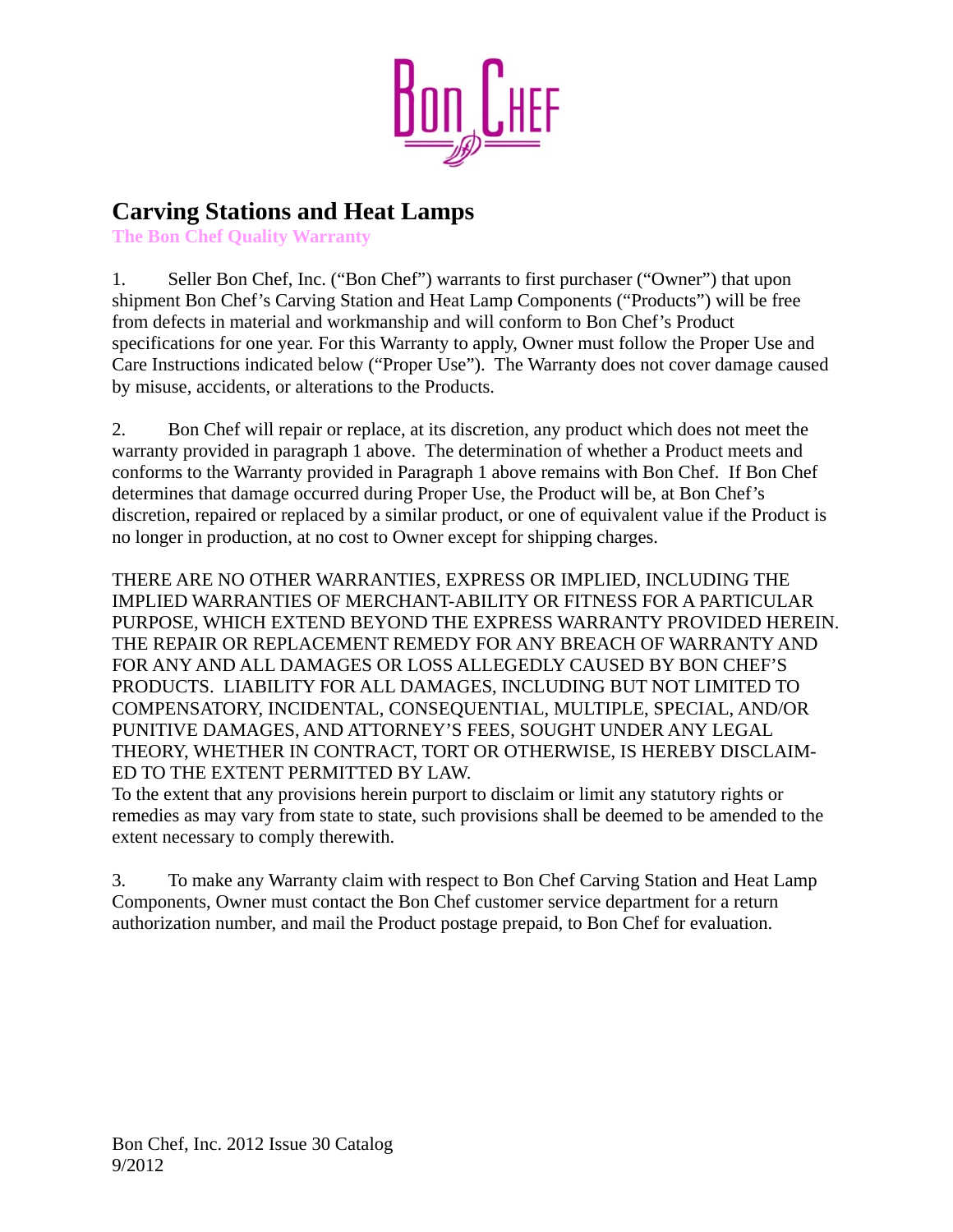# Carving Stations and Heat Lamps

**The Bon Chef Quality Warranty**

1. Seller Bon Chef, Inc. ("Bon Chef") warrants to first purchaser ("Owner") that upon shipment Bon Chef's Carving Station and Heat Lamp Components ("Products") will be free from defects in material and workmanship and will conform to Bon Chef's Product specifications for one year. For this Warranty to apply, Owner must follow the Proper Use and Care Instructions indicated below ("Proper Use"). The Warranty does not cover damage caused by misuse, accidents, or alterations to the Products.

2. Bon Chef will repair or replace, at its discretion, any product which does not meet the warranty provided in paragraph 1 above. The determination of whether a Product meets and conforms to the Warranty provided in Paragraph 1 above remains with Bon Chef. If Bon Chef determines that damage occurred during Proper Use, the Product will be, at Bon Chef's discretion, repaired or replaced by a similar product, or one of equivalent value if the Product is no longer in production, at no cost to Owner except for shipping charges.

THERE ARE NO OTHER WARRANTIES, EXPRESS OR IMPLIED, INCLUDING THE IMPLIED WARRANTIES OF MERCHANT-ABILITY OR FITNESS FOR A PARTICULAR PURPOSE, WHICH EXTEND BEYOND THE EXPRESS WARRANTY PROVIDED HEREIN. THE REPAIR OR REPLACEMENT REMEDY FOR ANY BREACH OF WARRANTY AND FOR ANY AND ALL DAMAGES OR LOSS ALLEGEDLY CAUSED BY BON CHEF'S PRODUCTS. LIABILITY FOR ALL DAMAGES, INCLUDING BUT NOT LIMITED TO COMPENSATORY, INCIDENTAL, CONSEQUENTIAL, MULTIPLE, SPECIAL, AND/OR PUNITIVE DAMAGES, AND ATTORNEY'S FEES, SOUGHT UNDER ANY LEGAL THEORY, WHETHER IN CONTRACT, TORT OR OTHERWISE, IS HEREBY DISCLAIMED TO THE EXTENT PERMITTED BY LAW.

To the extent that any provisions herein purport to disclaim or limit any statutory rights or remedies as may vary from state to state, such provisions shall be deemed to be amended to the extent necessary to comply therewith.

3. To make any Warranty claim with respect to Bon Chef Carving Station and Heat Lamp Components, Owner must contact the Bon Chef customer service department for a return authorization number, and mail the Product postage prepaid, to Bon Chef for evaluation.

Bon Chef, Inc. 2012 Issue 30 Catalog
9/2012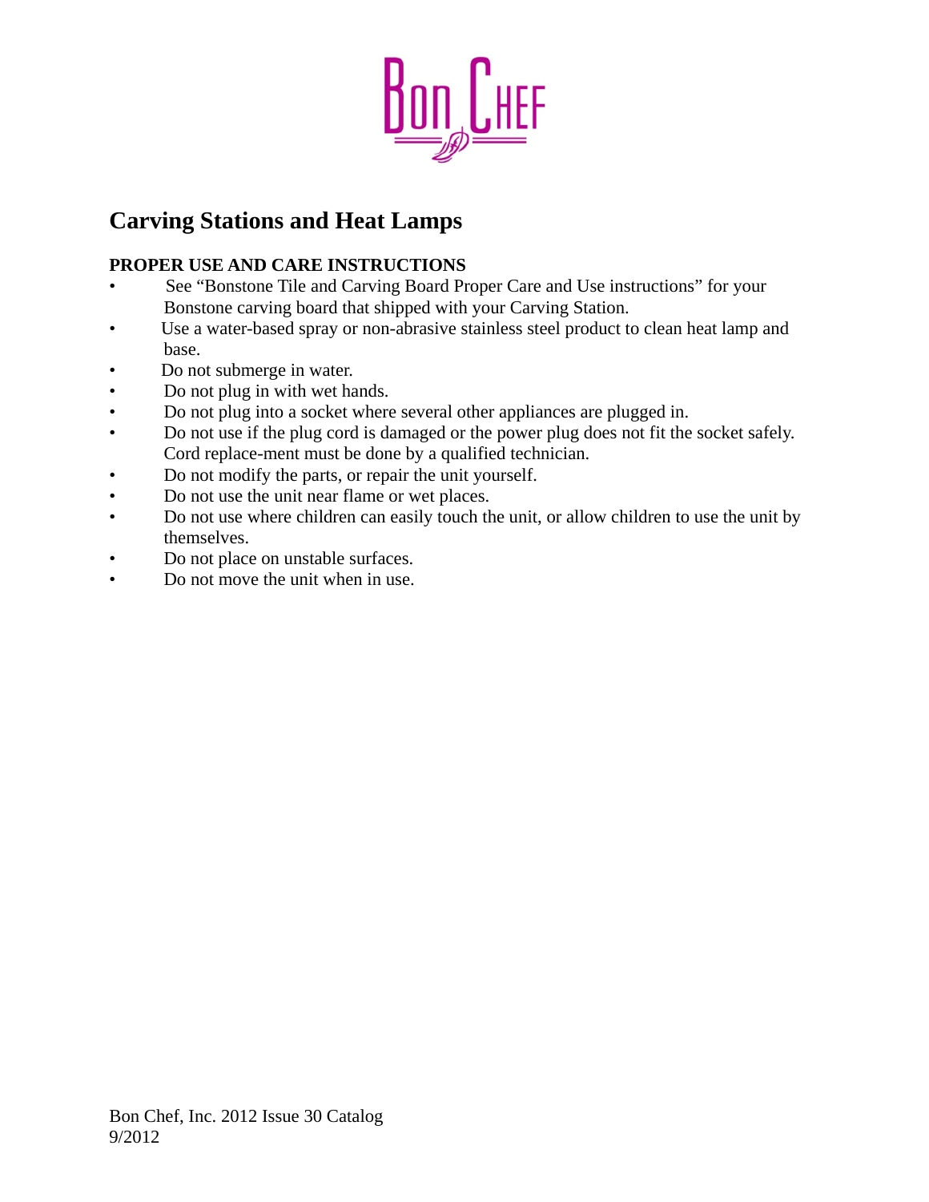# Carving Stations and Heat Lamps

**PROPER USE AND CARE INSTRUCTIONS**

- See "Bonstone Tile and Carving Board Proper Care and Use instructions" for your Bonstone carving board that shipped with your Carving Station.
- Use a water-based spray or non-abrasive stainless steel product to clean heat lamp and base.
- Do not submerge in water.
- Do not plug in with wet hands.
- Do not plug into a socket where several other appliances are plugged in.
- Do not use if the plug cord is damaged or the power plug does not fit the socket safely. Cord replace-ment must be done by a qualified technician.
- Do not modify the parts, or repair the unit yourself.
- Do not use the unit near flame or wet places.
- Do not use where children can easily touch the unit, or allow children to use the unit by themselves.
- Do not place on unstable surfaces.
- Do not move the unit when in use.